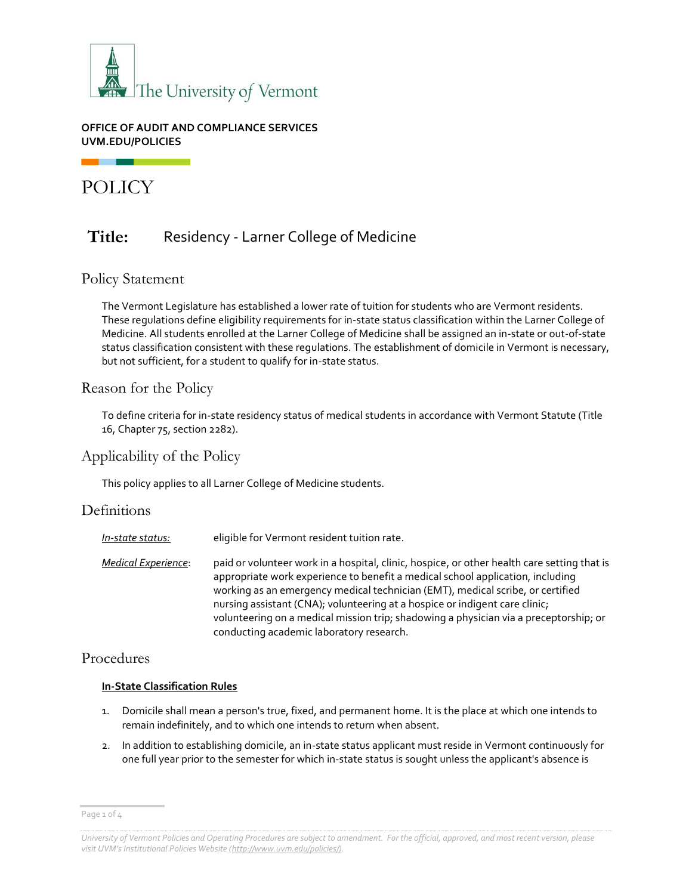The University of Vermont

**OFFICE OF AUDIT AND COMPLIANCE SERVICES**
**UVM.EDU/POLICIES**

# POLICY

## Title: Residency - Larner College of Medicine

## Policy Statement

The Vermont Legislature has established a lower rate of tuition for students who are Vermont residents. These regulations define eligibility requirements for in-state status classification within the Larner College of Medicine. All students enrolled at the Larner College of Medicine shall be assigned an in-state or out-of-state status classification consistent with these regulations. The establishment of domicile in Vermont is necessary, but not sufficient, for a student to qualify for in-state status.

## Reason for the Policy

To define criteria for in-state residency status of medical students in accordance with Vermont Statute (Title 16, Chapter 75, section 2282).

## Applicability of the Policy

This policy applies to all Larner College of Medicine students.

## Definitions

| | |
|---|---|
| *In-state status:* | eligible for Vermont resident tuition rate. |
| *Medical Experience*: | paid or volunteer work in a hospital, clinic, hospice, or other health care setting that is appropriate work experience to benefit a medical school application, including working as an emergency medical technician (EMT), medical scribe, or certified nursing assistant (CNA); volunteering at a hospice or indigent care clinic; volunteering on a medical mission trip; shadowing a physician via a preceptorship; or conducting academic laboratory research. |

## Procedures

**In-State Classification Rules**

1. Domicile shall mean a person's true, fixed, and permanent home. It is the place at which one intends to remain indefinitely, and to which one intends to return when absent.
2. In addition to establishing domicile, an in-state status applicant must reside in Vermont continuously for one full year prior to the semester for which in-state status is sought unless the applicant's absence is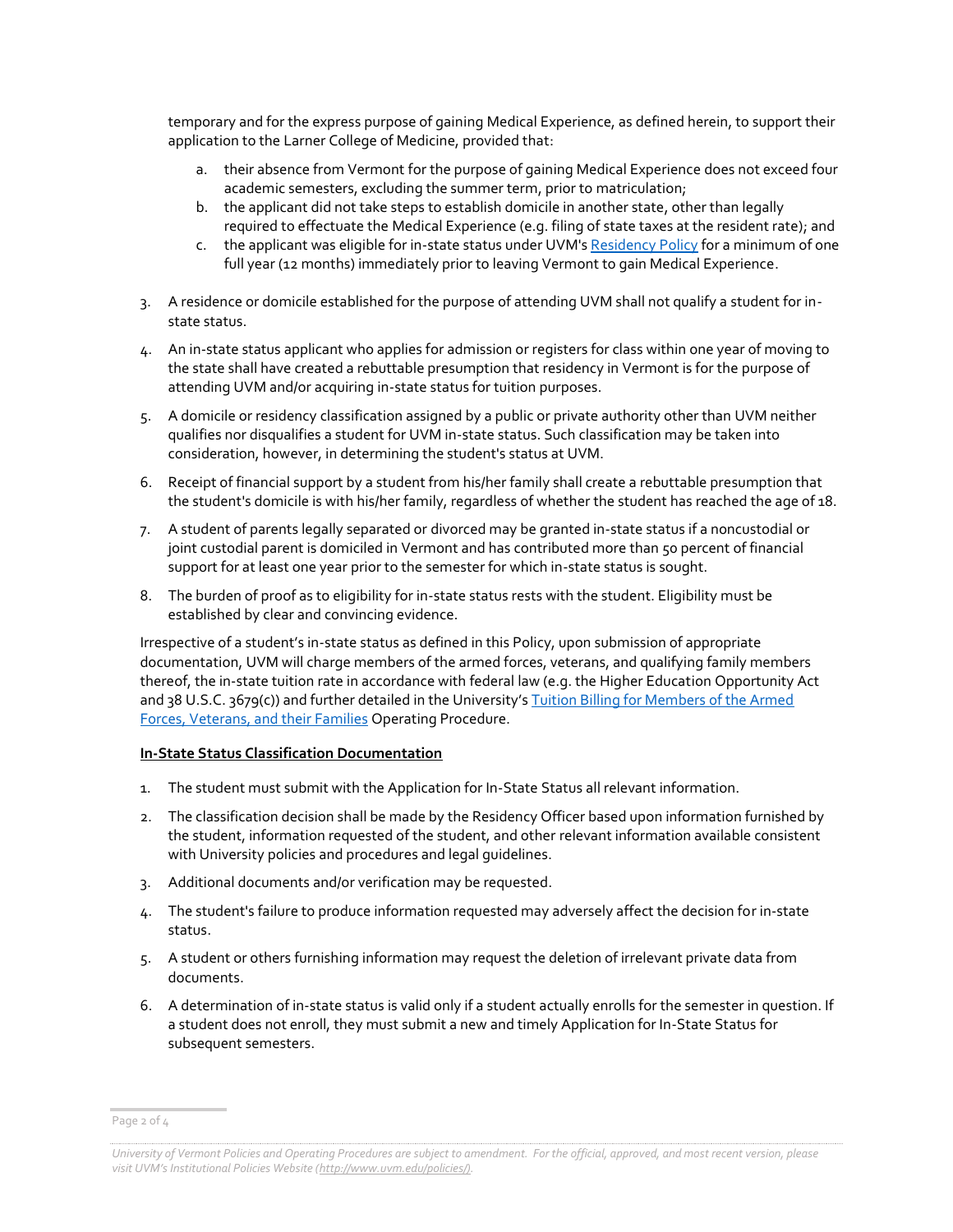temporary and for the express purpose of gaining Medical Experience, as defined herein, to support their application to the Larner College of Medicine, provided that:

  a. their absence from Vermont for the purpose of gaining Medical Experience does not exceed four academic semesters, excluding the summer term, prior to matriculation;
  b. the applicant did not take steps to establish domicile in another state, other than legally required to effectuate the Medical Experience (e.g. filing of state taxes at the resident rate); and
  c. the applicant was eligible for in-state status under UVM's Residency Policy for a minimum of one full year (12 months) immediately prior to leaving Vermont to gain Medical Experience.

3. A residence or domicile established for the purpose of attending UVM shall not qualify a student for in-state status.
4. An in-state status applicant who applies for admission or registers for class within one year of moving to the state shall have created a rebuttable presumption that residency in Vermont is for the purpose of attending UVM and/or acquiring in-state status for tuition purposes.
5. A domicile or residency classification assigned by a public or private authority other than UVM neither qualifies nor disqualifies a student for UVM in-state status. Such classification may be taken into consideration, however, in determining the student's status at UVM.
6. Receipt of financial support by a student from his/her family shall create a rebuttable presumption that the student's domicile is with his/her family, regardless of whether the student has reached the age of 18.
7. A student of parents legally separated or divorced may be granted in-state status if a noncustodial or joint custodial parent is domiciled in Vermont and has contributed more than 50 percent of financial support for at least one year prior to the semester for which in-state status is sought.
8. The burden of proof as to eligibility for in-state status rests with the student. Eligibility must be established by clear and convincing evidence.

Irrespective of a student's in-state status as defined in this Policy, upon submission of appropriate documentation, UVM will charge members of the armed forces, veterans, and qualifying family members thereof, the in-state tuition rate in accordance with federal law (e.g. the Higher Education Opportunity Act and 38 U.S.C. 3679(c)) and further detailed in the University's Tuition Billing for Members of the Armed Forces, Veterans, and their Families Operating Procedure.

**In-State Status Classification Documentation**

1. The student must submit with the Application for In-State Status all relevant information.
2. The classification decision shall be made by the Residency Officer based upon information furnished by the student, information requested of the student, and other relevant information available consistent with University policies and procedures and legal guidelines.
3. Additional documents and/or verification may be requested.
4. The student's failure to produce information requested may adversely affect the decision for in-state status.
5. A student or others furnishing information may request the deletion of irrelevant private data from documents.
6. A determination of in-state status is valid only if a student actually enrolls for the semester in question. If a student does not enroll, they must submit a new and timely Application for In-State Status for subsequent semesters.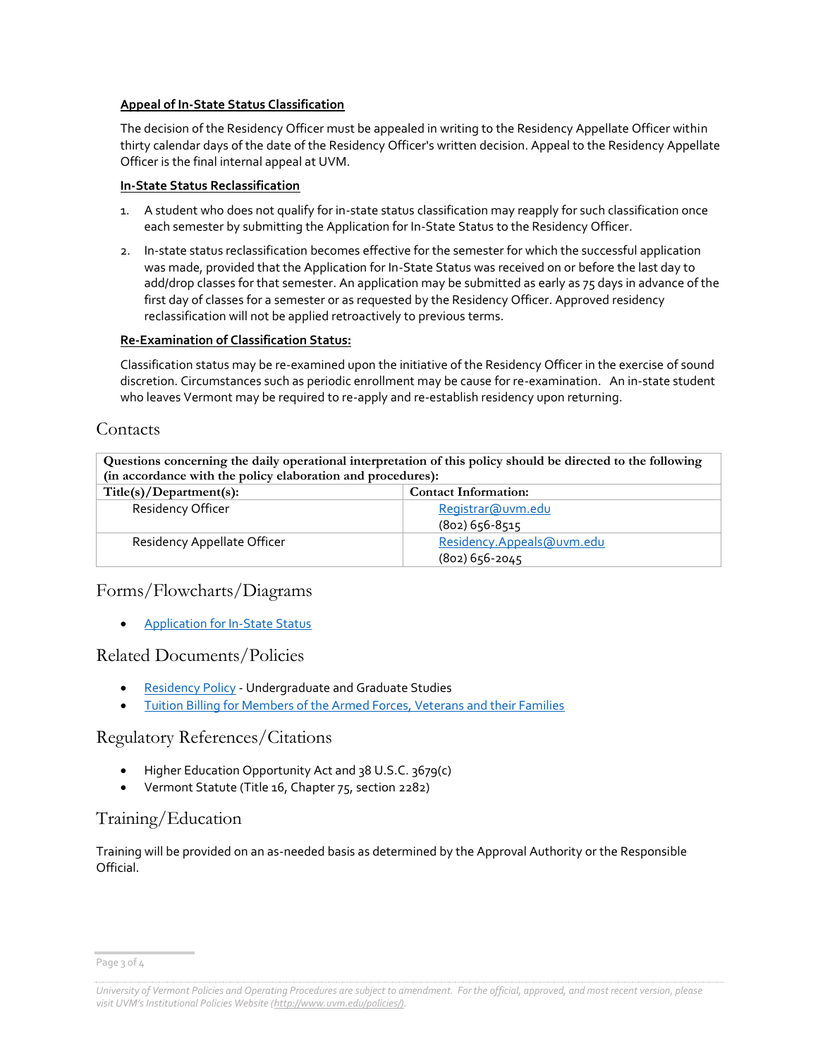**Appeal of In-State Status Classification**

The decision of the Residency Officer must be appealed in writing to the Residency Appellate Officer within thirty calendar days of the date of the Residency Officer's written decision. Appeal to the Residency Appellate Officer is the final internal appeal at UVM.

**In-State Status Reclassification**

1. A student who does not qualify for in-state status classification may reapply for such classification once each semester by submitting the Application for In-State Status to the Residency Officer.
2. In-state status reclassification becomes effective for the semester for which the successful application was made, provided that the Application for In-State Status was received on or before the last day to add/drop classes for that semester. An application may be submitted as early as 75 days in advance of the first day of classes for a semester or as requested by the Residency Officer. Approved residency reclassification will not be applied retroactively to previous terms.

**Re-Examination of Classification Status:**

Classification status may be re-examined upon the initiative of the Residency Officer in the exercise of sound discretion. Circumstances such as periodic enrollment may be cause for re-examination. An in-state student who leaves Vermont may be required to re-apply and re-establish residency upon returning.

## Contacts

| Questions concerning the daily operational interpretation of this policy should be directed to the following (in accordance with the policy elaboration and procedures): | |
|---|---|
| **Title(s)/Department(s):** | **Contact Information:** |
| Residency Officer | Registrar@uvm.edu (802) 656-8515 |
| Residency Appellate Officer | Residency.Appeals@uvm.edu (802) 656-2045 |

## Forms/Flowcharts/Diagrams

- Application for In-State Status

## Related Documents/Policies

- Residency Policy - Undergraduate and Graduate Studies
- Tuition Billing for Members of the Armed Forces, Veterans and their Families

## Regulatory References/Citations

- Higher Education Opportunity Act and 38 U.S.C. 3679(c)
- Vermont Statute (Title 16, Chapter 75, section 2282)

## Training/Education

Training will be provided on an as-needed basis as determined by the Approval Authority or the Responsible Official.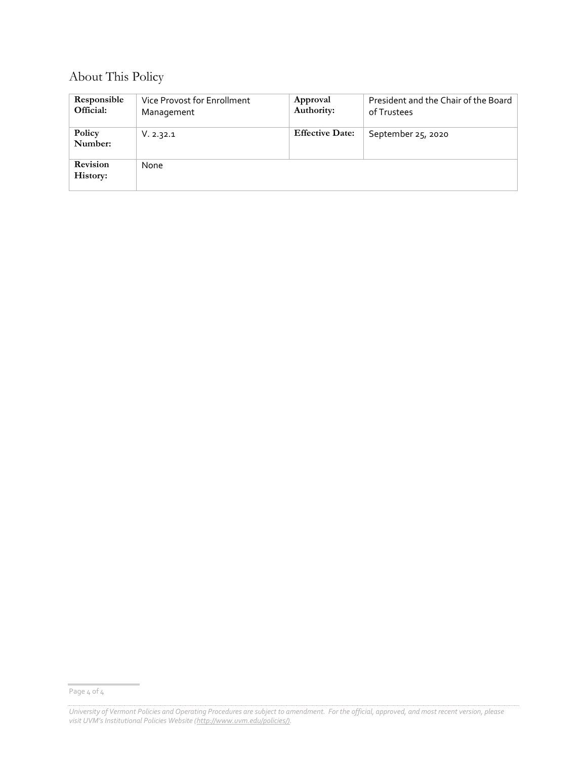## About This Policy

| | | | |
|---|---|---|---|
| **Responsible Official:** | Vice Provost for Enrollment Management | **Approval Authority:** | President and the Chair of the Board of Trustees |
| **Policy Number:** | V. 2.32.1 | **Effective Date:** | September 25, 2020 |
| **Revision History:** | None | | |